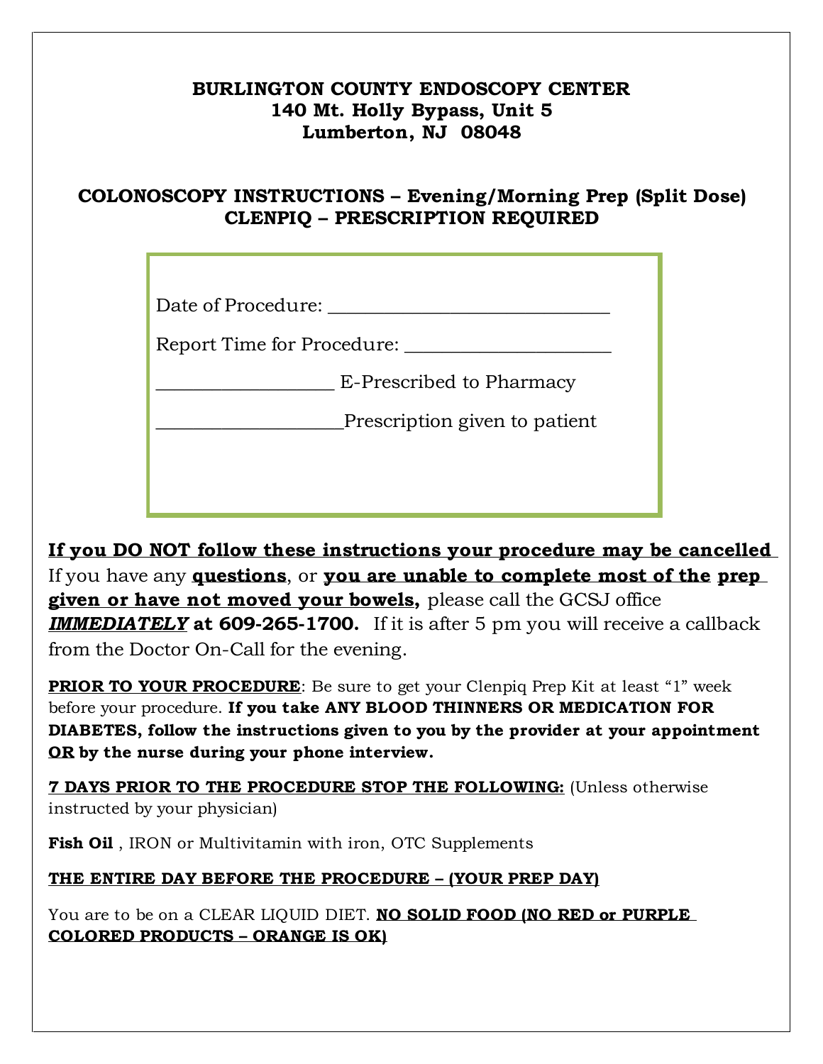**BURLINGTON COUNTY ENDOSCOPY CENTER**
**140 Mt. Holly Bypass, Unit 5**
**Lumberton, NJ 08048**

## COLONOSCOPY INSTRUCTIONS – Evening/Morning Prep (Split Dose)
## CLENPIQ – PRESCRIPTION REQUIRED

Date of Procedure: ______________________________

Report Time for Procedure: ______________________

__________________ E-Prescribed to Pharmacy

___________________Prescription given to patient

**If you DO NOT follow these instructions your procedure may be cancelled**
If you have any **questions**, or **you are unable to complete most of the prep given or have not moved your bowels,** please call the GCSJ office ***IMMEDIATELY*** **at 609-265-1700.** If it is after 5 pm you will receive a callback from the Doctor On-Call for the evening.

**PRIOR TO YOUR PROCEDURE**: Be sure to get your Clenpiq Prep Kit at least "1" week before your procedure. **If you take ANY BLOOD THINNERS OR MEDICATION FOR DIABETES, follow the instructions given to you by the provider at your appointment OR by the nurse during your phone interview.**

**7 DAYS PRIOR TO THE PROCEDURE STOP THE FOLLOWING:** (Unless otherwise instructed by your physician)

**Fish Oil** , IRON or Multivitamin with iron, OTC Supplements

**THE ENTIRE DAY BEFORE THE PROCEDURE – (YOUR PREP DAY)**

You are to be on a CLEAR LIQUID DIET. **NO SOLID FOOD (NO RED or PURPLE COLORED PRODUCTS – ORANGE IS OK)**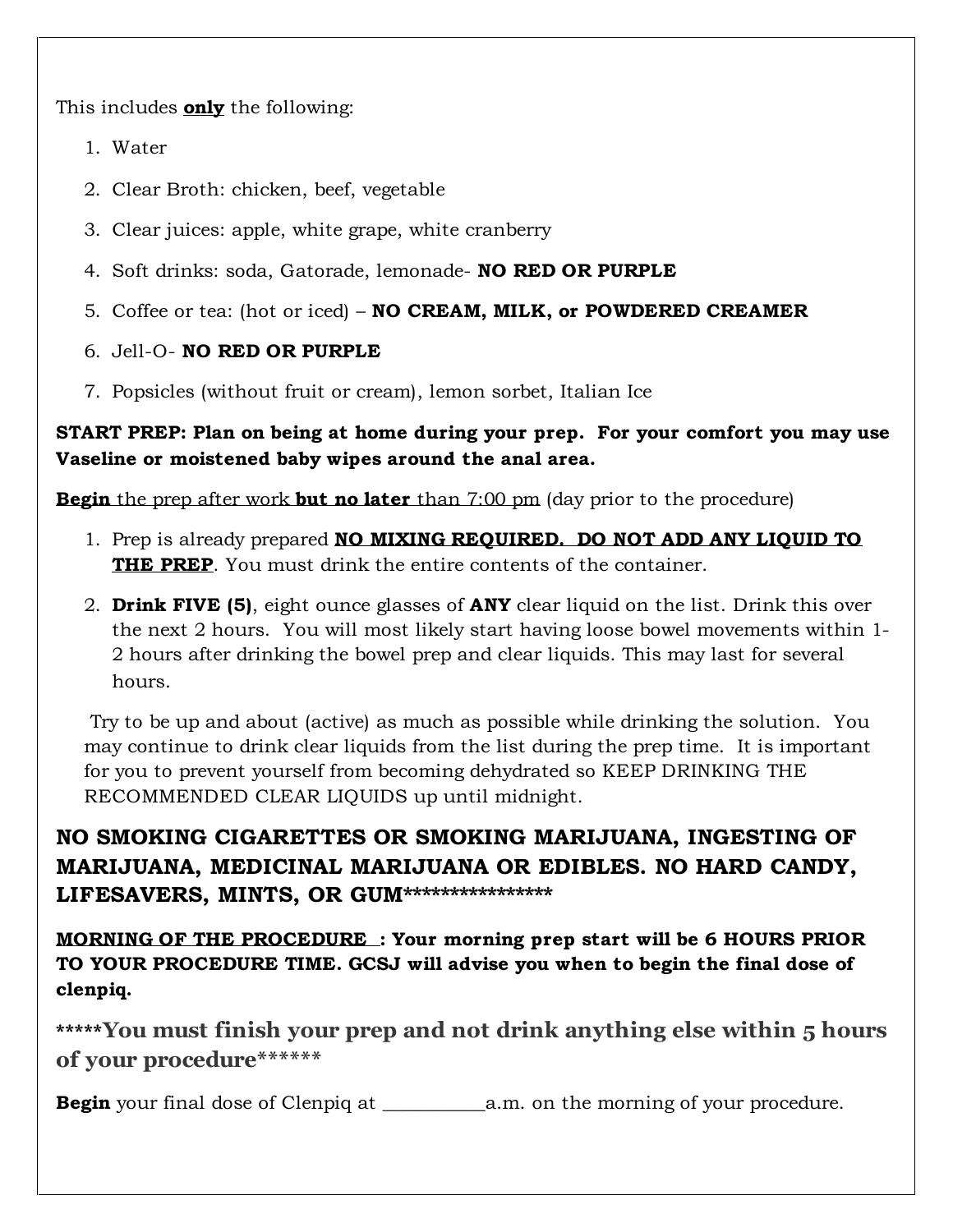This includes **only** the following:

1. Water
2. Clear Broth: chicken, beef, vegetable
3. Clear juices: apple, white grape, white cranberry
4. Soft drinks: soda, Gatorade, lemonade- **NO RED OR PURPLE**
5. Coffee or tea: (hot or iced) – **NO CREAM, MILK, or POWDERED CREAMER**
6. Jell-O- **NO RED OR PURPLE**
7. Popsicles (without fruit or cream), lemon sorbet, Italian Ice

**START PREP: Plan on being at home during your prep. For your comfort you may use Vaseline or moistened baby wipes around the anal area.**

<u>**Begin** the prep after work **but no later** than 7:00 pm</u> (day prior to the procedure)

1. Prep is already prepared <u>**NO MIXING REQUIRED. DO NOT ADD ANY LIQUID TO THE PREP**</u>. You must drink the entire contents of the container.
2. **Drink FIVE (5)**, eight ounce glasses of **ANY** clear liquid on the list. Drink this over the next 2 hours. You will most likely start having loose bowel movements within 1-2 hours after drinking the bowel prep and clear liquids. This may last for several hours.

Try to be up and about (active) as much as possible while drinking the solution. You may continue to drink clear liquids from the list during the prep time. It is important for you to prevent yourself from becoming dehydrated so KEEP DRINKING THE RECOMMENDED CLEAR LIQUIDS up until midnight.

### NO SMOKING CIGARETTES OR SMOKING MARIJUANA, INGESTING OF MARIJUANA, MEDICINAL MARIJUANA OR EDIBLES. NO HARD CANDY, LIFESAVERS, MINTS, OR GUM****************

<u>**MORNING OF THE PROCEDURE**</u> **: Your morning prep start will be 6 HOURS PRIOR TO YOUR PROCEDURE TIME. GCSJ will advise you when to begin the final dose of clenpiq.**

**\*\*\*\*\*You must finish your prep and not drink anything else within 5 hours of your procedure\*\*\*\*\*\***

**Begin** your final dose of Clenpiq at __________a.m. on the morning of your procedure.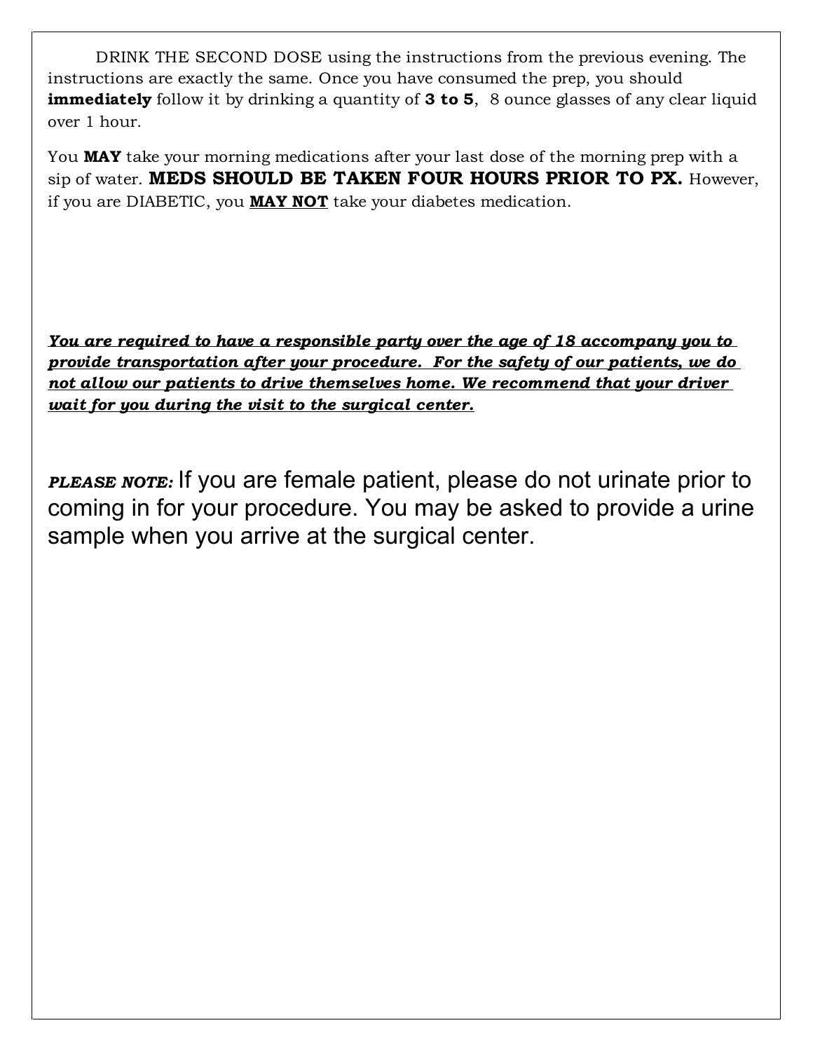DRINK THE SECOND DOSE using the instructions from the previous evening. The instructions are exactly the same. Once you have consumed the prep, you should **immediately** follow it by drinking a quantity of **3 to 5**, 8 ounce glasses of any clear liquid over 1 hour.

You **MAY** take your morning medications after your last dose of the morning prep with a sip of water. **MEDS SHOULD BE TAKEN FOUR HOURS PRIOR TO PX.** However, if you are DIABETIC, you **MAY NOT** take your diabetes medication.

***You are required to have a responsible party over the age of 18 accompany you to provide transportation after your procedure. For the safety of our patients, we do not allow our patients to drive themselves home. We recommend that your driver wait for you during the visit to the surgical center.***

***PLEASE NOTE:*** If you are female patient, please do not urinate prior to coming in for your procedure. You may be asked to provide a urine sample when you arrive at the surgical center.